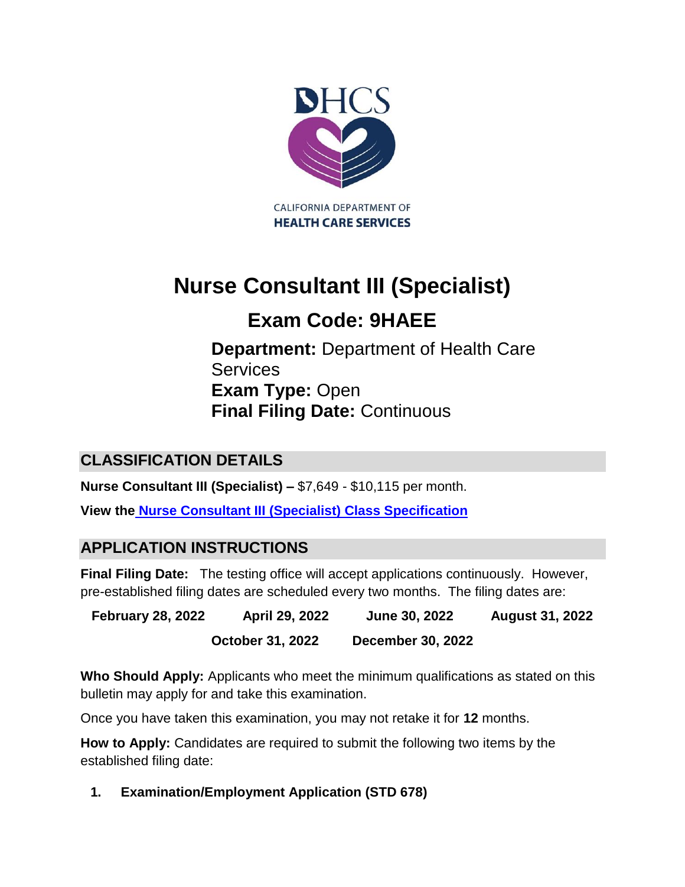DHCS

CALIFORNIA DEPARTMENT OF
HEALTH CARE SERVICES

# Nurse Consultant III (Specialist)

## Exam Code: 9HAEE

**Department:** Department of Health Care Services
**Exam Type:** Open
**Final Filing Date:** Continuous

## CLASSIFICATION DETAILS

**Nurse Consultant III (Specialist) –** $7,649 - $10,115 per month.

**View the** [**Nurse Consultant III (Specialist) Class Specification**]()

## APPLICATION INSTRUCTIONS

**Final Filing Date:** The testing office will accept applications continuously. However, pre-established filing dates are scheduled every two months. The filing dates are:

**February 28, 2022** | **April 29, 2022** | **June 30, 2022** | **August 31, 2022** | **October 31, 2022** | **December 30, 2022**

**Who Should Apply:** Applicants who meet the minimum qualifications as stated on this bulletin may apply for and take this examination.

Once you have taken this examination, you may not retake it for **12** months.

**How to Apply:** Candidates are required to submit the following two items by the established filing date:

1. **Examination/Employment Application (STD 678)**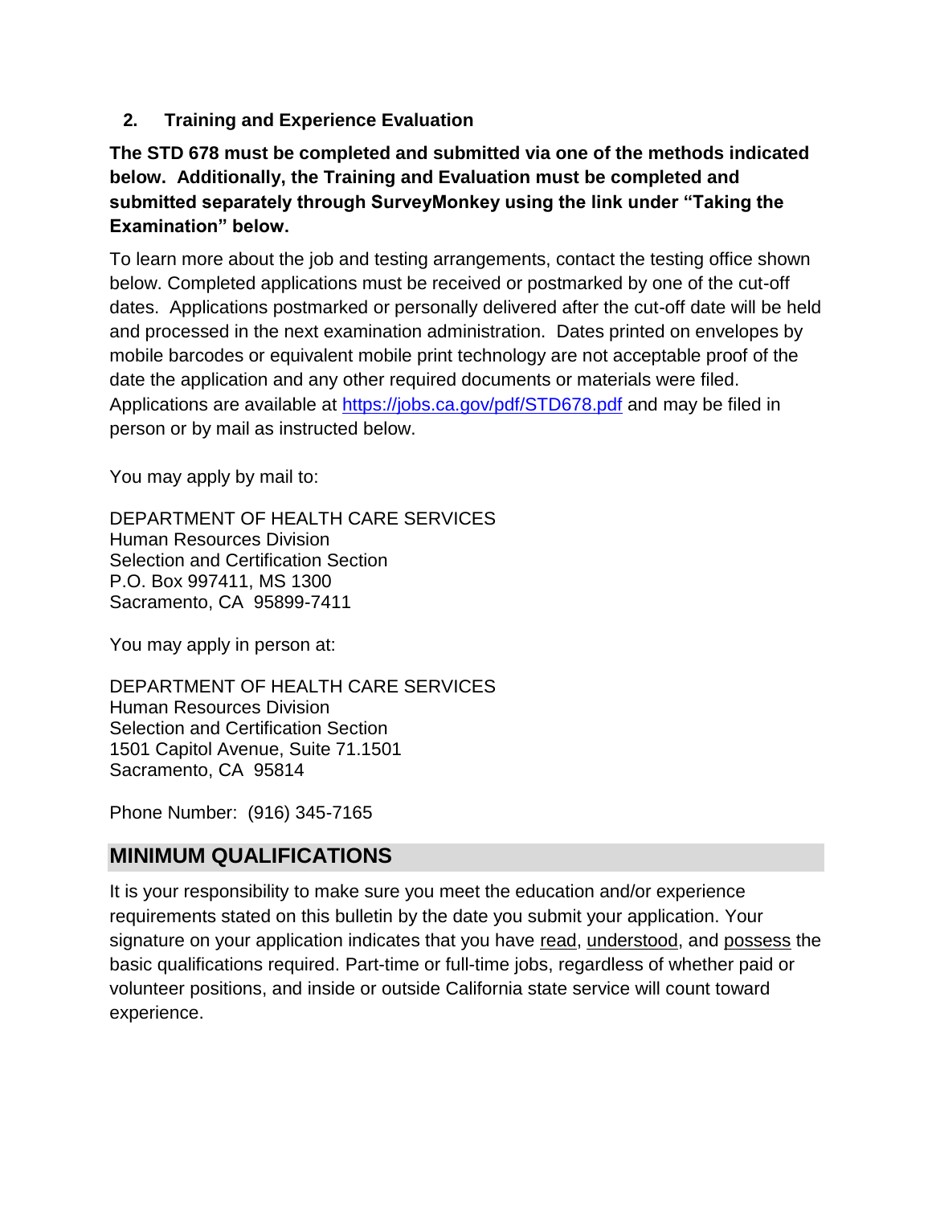**2. Training and Experience Evaluation**

**The STD 678 must be completed and submitted via one of the methods indicated below. Additionally, the Training and Evaluation must be completed and submitted separately through SurveyMonkey using the link under "Taking the Examination" below.**

To learn more about the job and testing arrangements, contact the testing office shown below. Completed applications must be received or postmarked by one of the cut-off dates. Applications postmarked or personally delivered after the cut-off date will be held and processed in the next examination administration. Dates printed on envelopes by mobile barcodes or equivalent mobile print technology are not acceptable proof of the date the application and any other required documents or materials were filed. Applications are available at https://jobs.ca.gov/pdf/STD678.pdf and may be filed in person or by mail as instructed below.

You may apply by mail to:

DEPARTMENT OF HEALTH CARE SERVICES
Human Resources Division
Selection and Certification Section
P.O. Box 997411, MS 1300
Sacramento, CA 95899-7411

You may apply in person at:

DEPARTMENT OF HEALTH CARE SERVICES
Human Resources Division
Selection and Certification Section
1501 Capitol Avenue, Suite 71.1501
Sacramento, CA 95814

Phone Number: (916) 345-7165

## MINIMUM QUALIFICATIONS

It is your responsibility to make sure you meet the education and/or experience requirements stated on this bulletin by the date you submit your application. Your signature on your application indicates that you have read, understood, and possess the basic qualifications required. Part-time or full-time jobs, regardless of whether paid or volunteer positions, and inside or outside California state service will count toward experience.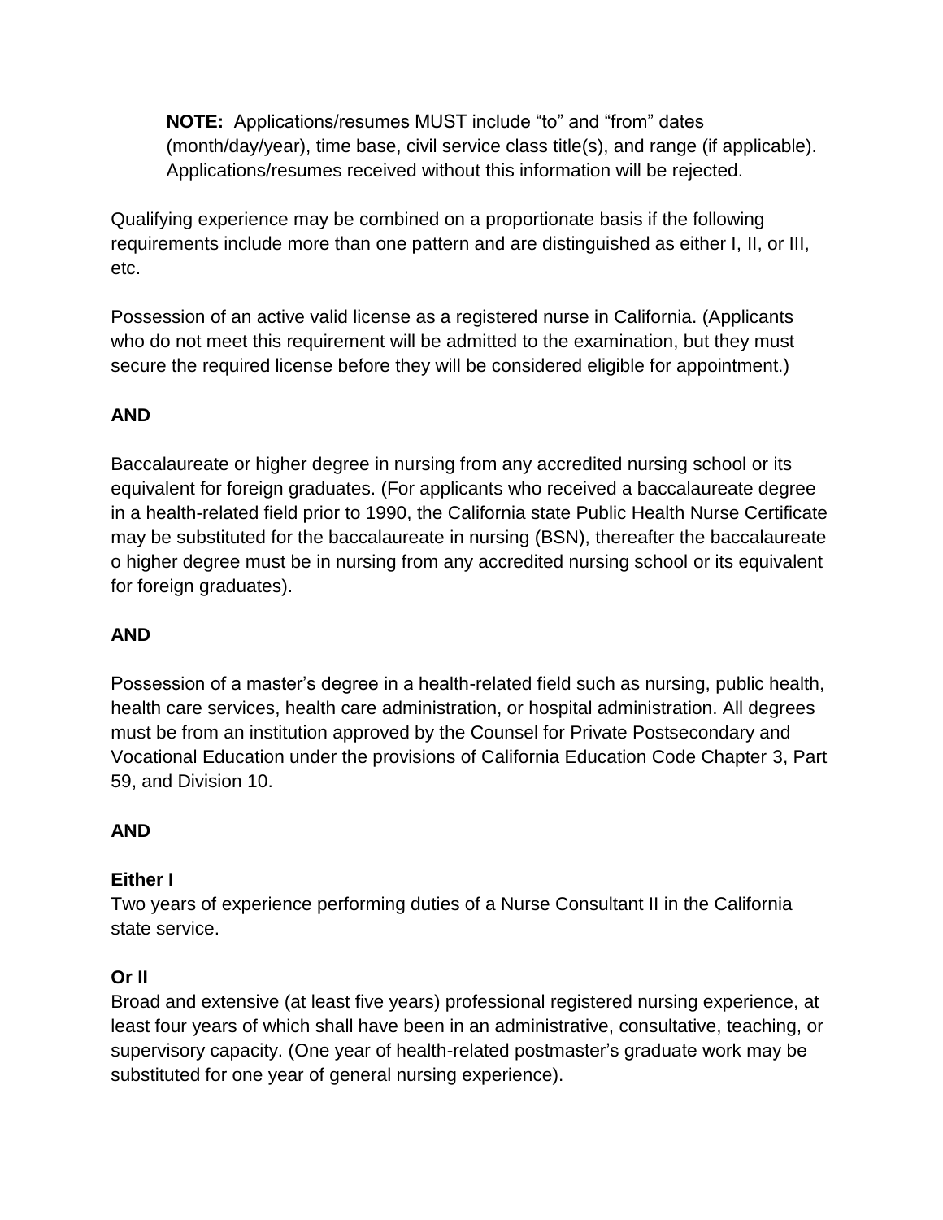**NOTE:** Applications/resumes MUST include “to” and “from” dates (month/day/year), time base, civil service class title(s), and range (if applicable). Applications/resumes received without this information will be rejected.

Qualifying experience may be combined on a proportionate basis if the following requirements include more than one pattern and are distinguished as either I, II, or III, etc.

Possession of an active valid license as a registered nurse in California. (Applicants who do not meet this requirement will be admitted to the examination, but they must secure the required license before they will be considered eligible for appointment.)

**AND**

Baccalaureate or higher degree in nursing from any accredited nursing school or its equivalent for foreign graduates. (For applicants who received a baccalaureate degree in a health-related field prior to 1990, the California state Public Health Nurse Certificate may be substituted for the baccalaureate in nursing (BSN), thereafter the baccalaureate o higher degree must be in nursing from any accredited nursing school or its equivalent for foreign graduates).

**AND**

Possession of a master’s degree in a health-related field such as nursing, public health, health care services, health care administration, or hospital administration. All degrees must be from an institution approved by the Counsel for Private Postsecondary and Vocational Education under the provisions of California Education Code Chapter 3, Part 59, and Division 10.

**AND**

**Either I**
Two years of experience performing duties of a Nurse Consultant II in the California state service.

**Or II**
Broad and extensive (at least five years) professional registered nursing experience, at least four years of which shall have been in an administrative, consultative, teaching, or supervisory capacity. (One year of health-related postmaster’s graduate work may be substituted for one year of general nursing experience).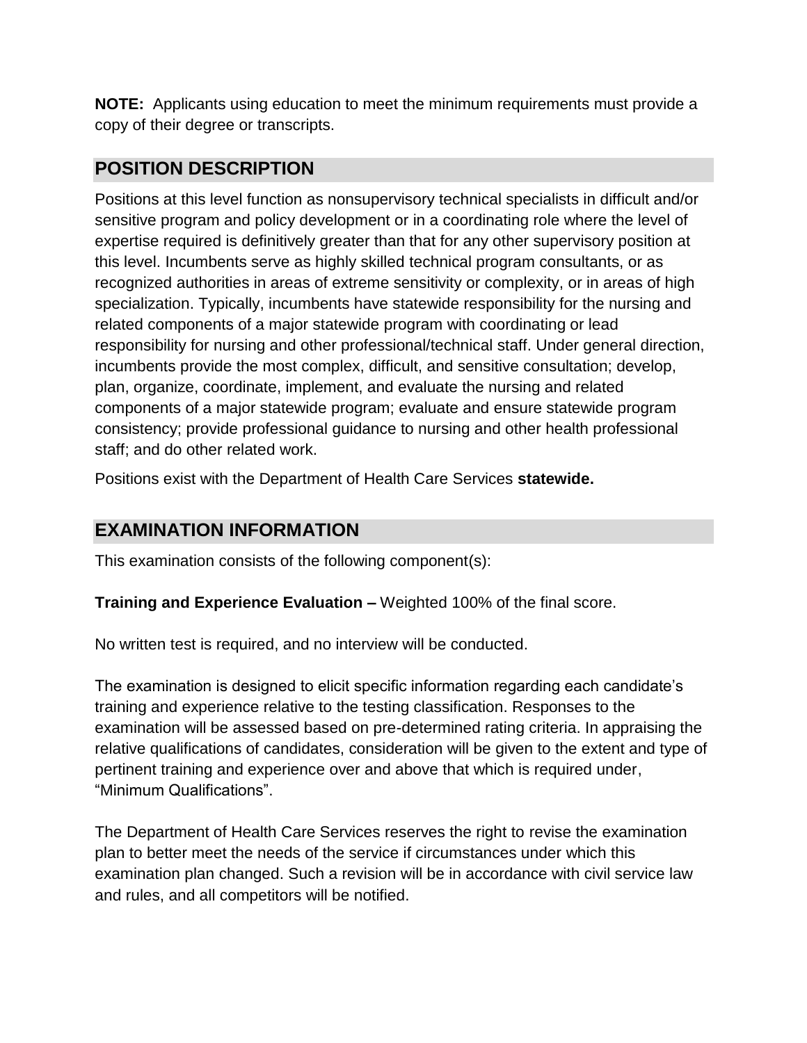**NOTE:** Applicants using education to meet the minimum requirements must provide a copy of their degree or transcripts.

## POSITION DESCRIPTION

Positions at this level function as nonsupervisory technical specialists in difficult and/or sensitive program and policy development or in a coordinating role where the level of expertise required is definitively greater than that for any other supervisory position at this level. Incumbents serve as highly skilled technical program consultants, or as recognized authorities in areas of extreme sensitivity or complexity, or in areas of high specialization. Typically, incumbents have statewide responsibility for the nursing and related components of a major statewide program with coordinating or lead responsibility for nursing and other professional/technical staff. Under general direction, incumbents provide the most complex, difficult, and sensitive consultation; develop, plan, organize, coordinate, implement, and evaluate the nursing and related components of a major statewide program; evaluate and ensure statewide program consistency; provide professional guidance to nursing and other health professional staff; and do other related work.

Positions exist with the Department of Health Care Services **statewide.**

## EXAMINATION INFORMATION

This examination consists of the following component(s):

**Training and Experience Evaluation –** Weighted 100% of the final score.

No written test is required, and no interview will be conducted.

The examination is designed to elicit specific information regarding each candidate's training and experience relative to the testing classification. Responses to the examination will be assessed based on pre-determined rating criteria. In appraising the relative qualifications of candidates, consideration will be given to the extent and type of pertinent training and experience over and above that which is required under, "Minimum Qualifications".

The Department of Health Care Services reserves the right to revise the examination plan to better meet the needs of the service if circumstances under which this examination plan changed. Such a revision will be in accordance with civil service law and rules, and all competitors will be notified.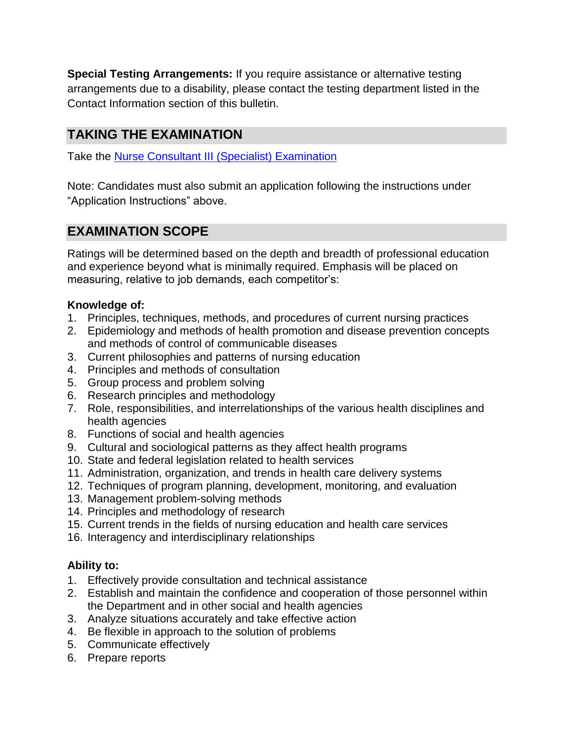**Special Testing Arrangements:** If you require assistance or alternative testing arrangements due to a disability, please contact the testing department listed in the Contact Information section of this bulletin.

## TAKING THE EXAMINATION

Take the Nurse Consultant III (Specialist) Examination

Note: Candidates must also submit an application following the instructions under "Application Instructions" above.

## EXAMINATION SCOPE

Ratings will be determined based on the depth and breadth of professional education and experience beyond what is minimally required. Emphasis will be placed on measuring, relative to job demands, each competitor's:

**Knowledge of:**

1. Principles, techniques, methods, and procedures of current nursing practices
2. Epidemiology and methods of health promotion and disease prevention concepts and methods of control of communicable diseases
3. Current philosophies and patterns of nursing education
4. Principles and methods of consultation
5. Group process and problem solving
6. Research principles and methodology
7. Role, responsibilities, and interrelationships of the various health disciplines and health agencies
8. Functions of social and health agencies
9. Cultural and sociological patterns as they affect health programs
10. State and federal legislation related to health services
11. Administration, organization, and trends in health care delivery systems
12. Techniques of program planning, development, monitoring, and evaluation
13. Management problem-solving methods
14. Principles and methodology of research
15. Current trends in the fields of nursing education and health care services
16. Interagency and interdisciplinary relationships

**Ability to:**

1. Effectively provide consultation and technical assistance
2. Establish and maintain the confidence and cooperation of those personnel within the Department and in other social and health agencies
3. Analyze situations accurately and take effective action
4. Be flexible in approach to the solution of problems
5. Communicate effectively
6. Prepare reports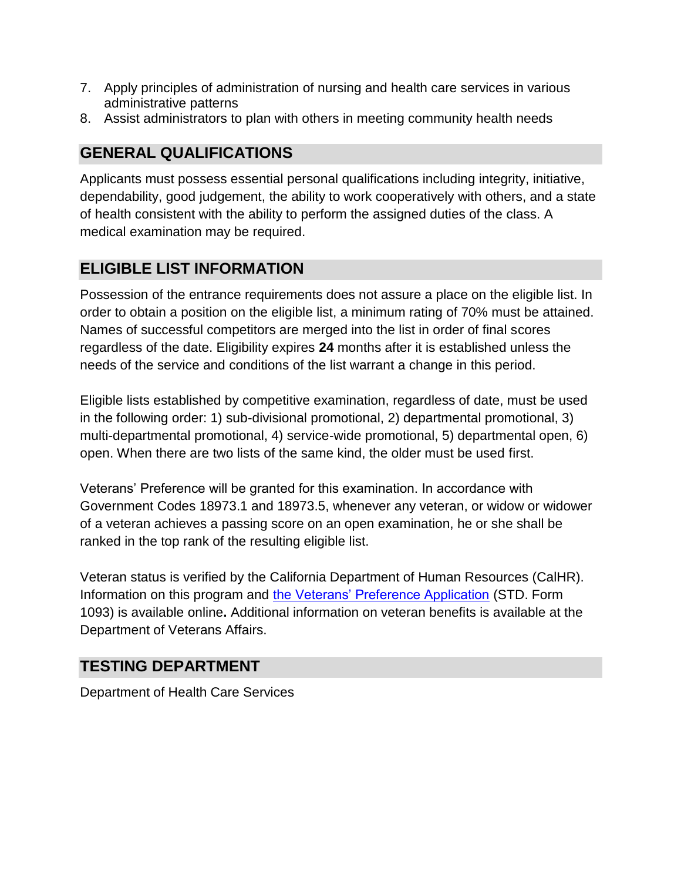7. Apply principles of administration of nursing and health care services in various administrative patterns
8. Assist administrators to plan with others in meeting community health needs

## GENERAL QUALIFICATIONS

Applicants must possess essential personal qualifications including integrity, initiative, dependability, good judgement, the ability to work cooperatively with others, and a state of health consistent with the ability to perform the assigned duties of the class. A medical examination may be required.

## ELIGIBLE LIST INFORMATION

Possession of the entrance requirements does not assure a place on the eligible list. In order to obtain a position on the eligible list, a minimum rating of 70% must be attained. Names of successful competitors are merged into the list in order of final scores regardless of the date. Eligibility expires **24** months after it is established unless the needs of the service and conditions of the list warrant a change in this period.

Eligible lists established by competitive examination, regardless of date, must be used in the following order: 1) sub-divisional promotional, 2) departmental promotional, 3) multi-departmental promotional, 4) service-wide promotional, 5) departmental open, 6) open. When there are two lists of the same kind, the older must be used first.

Veterans' Preference will be granted for this examination. In accordance with Government Codes 18973.1 and 18973.5, whenever any veteran, or widow or widower of a veteran achieves a passing score on an open examination, he or she shall be ranked in the top rank of the resulting eligible list.

Veteran status is verified by the California Department of Human Resources (CalHR). Information on this program and [the Veterans' Preference Application] (STD. Form 1093) is available online**.** Additional information on veteran benefits is available at the Department of Veterans Affairs.

## TESTING DEPARTMENT

Department of Health Care Services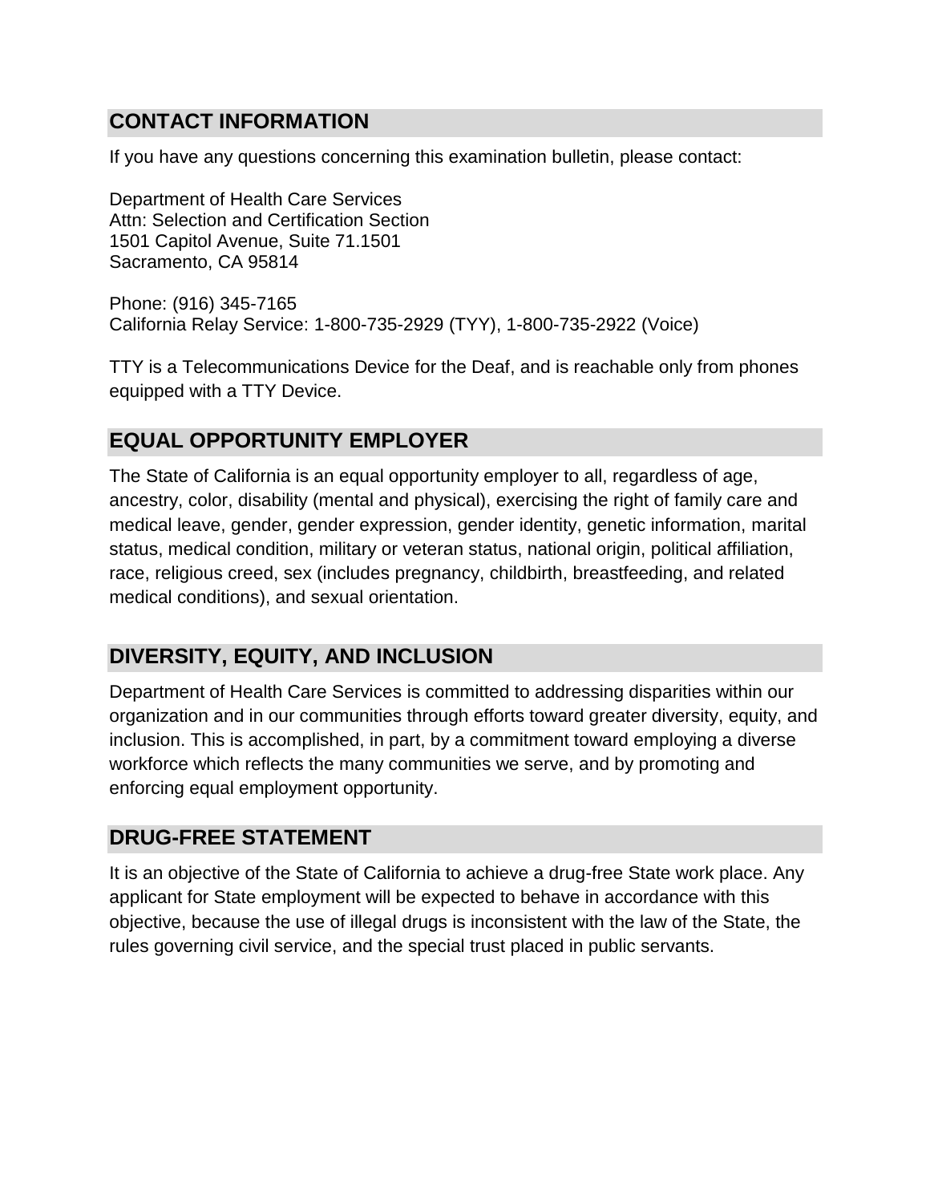## CONTACT INFORMATION

If you have any questions concerning this examination bulletin, please contact:

Department of Health Care Services
Attn: Selection and Certification Section
1501 Capitol Avenue, Suite 71.1501
Sacramento, CA 95814

Phone: (916) 345-7165
California Relay Service: 1-800-735-2929 (TYY), 1-800-735-2922 (Voice)

TTY is a Telecommunications Device for the Deaf, and is reachable only from phones equipped with a TTY Device.

## EQUAL OPPORTUNITY EMPLOYER

The State of California is an equal opportunity employer to all, regardless of age, ancestry, color, disability (mental and physical), exercising the right of family care and medical leave, gender, gender expression, gender identity, genetic information, marital status, medical condition, military or veteran status, national origin, political affiliation, race, religious creed, sex (includes pregnancy, childbirth, breastfeeding, and related medical conditions), and sexual orientation.

## DIVERSITY, EQUITY, AND INCLUSION

Department of Health Care Services is committed to addressing disparities within our organization and in our communities through efforts toward greater diversity, equity, and inclusion. This is accomplished, in part, by a commitment toward employing a diverse workforce which reflects the many communities we serve, and by promoting and enforcing equal employment opportunity.

## DRUG-FREE STATEMENT

It is an objective of the State of California to achieve a drug-free State work place. Any applicant for State employment will be expected to behave in accordance with this objective, because the use of illegal drugs is inconsistent with the law of the State, the rules governing civil service, and the special trust placed in public servants.